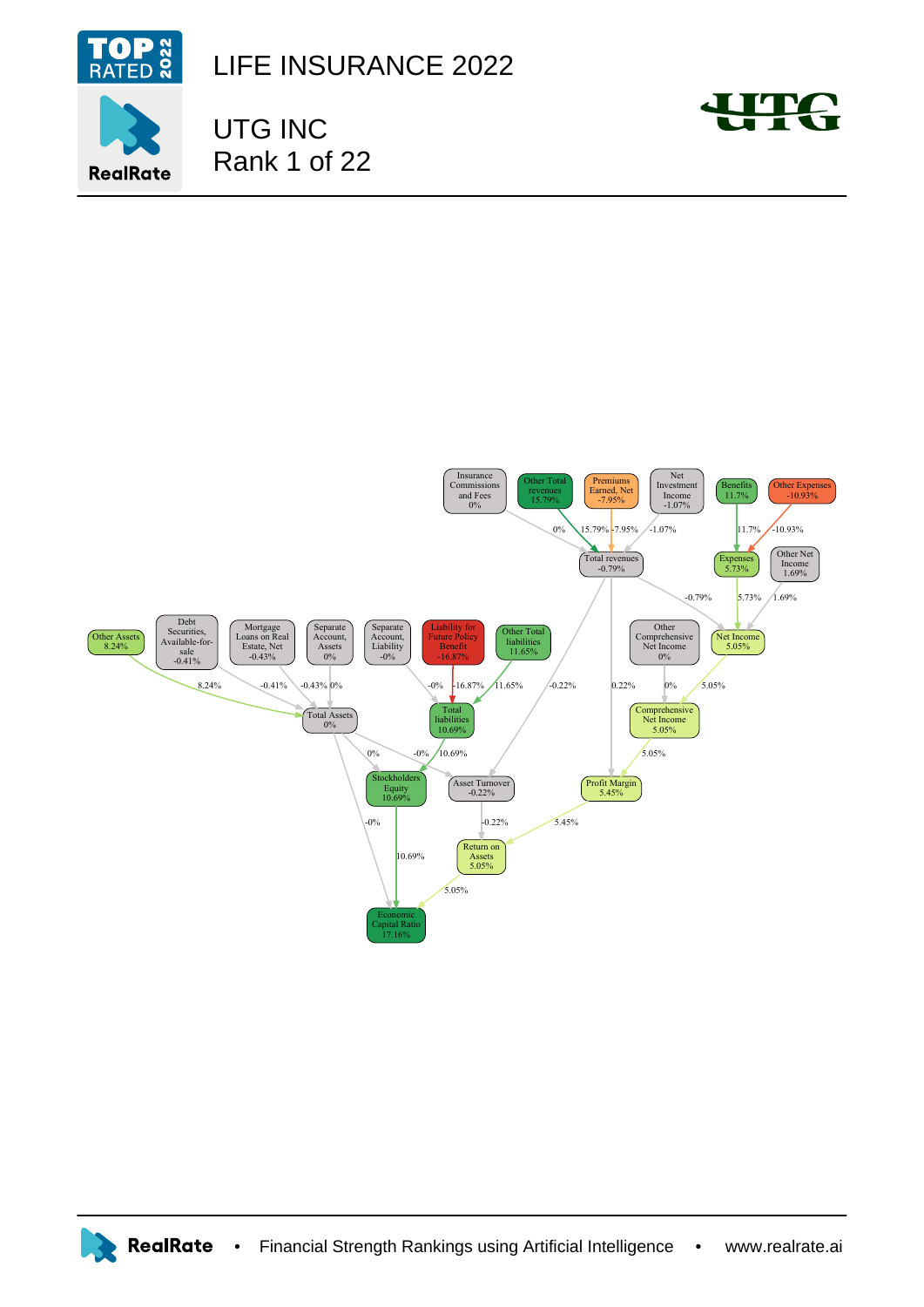# LIFE INSURANCE 2022

## UTG INC
## Rank 1 of 22

Insurance Commissions and Fees 0%

Other Total revenues 15.79%

Premiums Earned, Net -7.95%

Net Investment Income -1.07%

Benefits 11.7%

Other Expenses -10.93%

Total revenues -0.79%

Expenses 5.73%

Other Net Income 1.69%

Other Assets 8.24%

Debt Securities, Available-for-sale -0.41%

Mortgage Loans on Real Estate, Net -0.43%

Separate Account, Assets 0%

Separate Account, Liability -0%

Liability for Future Policy Benefit -16.87%

Other Total liabilities 11.65%

Other Comprehensive Net Income 0%

Net Income 5.05%

Total Assets 0%

Total liabilities 10.69%

Comprehensive Net Income 5.05%

Stockholders Equity 10.69%

Asset Turnover -0.22%

Profit Margin 5.45%

Return on Assets 5.05%

Economic Capital Ratio 17.16%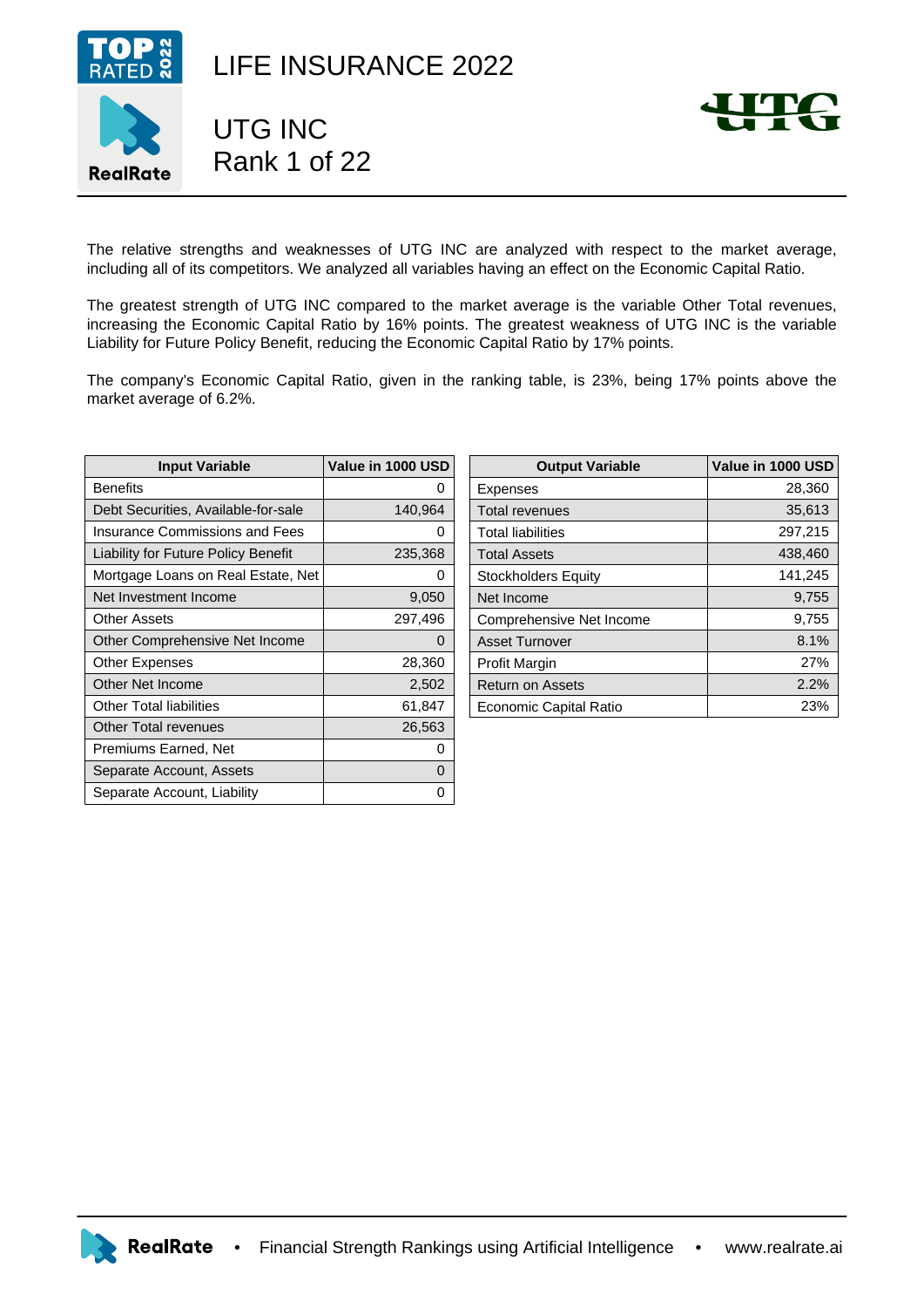# LIFE INSURANCE 2022

## UTG INC
## Rank 1 of 22

The relative strengths and weaknesses of UTG INC are analyzed with respect to the market average, including all of its competitors. We analyzed all variables having an effect on the Economic Capital Ratio.

The greatest strength of UTG INC compared to the market average is the variable Other Total revenues, increasing the Economic Capital Ratio by 16% points. The greatest weakness of UTG INC is the variable Liability for Future Policy Benefit, reducing the Economic Capital Ratio by 17% points.

The company's Economic Capital Ratio, given in the ranking table, is 23%, being 17% points above the market average of 6.2%.

| Input Variable | Value in 1000 USD |
|---|---|
| Benefits | 0 |
| Debt Securities, Available-for-sale | 140,964 |
| Insurance Commissions and Fees | 0 |
| Liability for Future Policy Benefit | 235,368 |
| Mortgage Loans on Real Estate, Net | 0 |
| Net Investment Income | 9,050 |
| Other Assets | 297,496 |
| Other Comprehensive Net Income | 0 |
| Other Expenses | 28,360 |
| Other Net Income | 2,502 |
| Other Total liabilities | 61,847 |
| Other Total revenues | 26,563 |
| Premiums Earned, Net | 0 |
| Separate Account, Assets | 0 |
| Separate Account, Liability | 0 |

| Output Variable | Value in 1000 USD |
|---|---|
| Expenses | 28,360 |
| Total revenues | 35,613 |
| Total liabilities | 297,215 |
| Total Assets | 438,460 |
| Stockholders Equity | 141,245 |
| Net Income | 9,755 |
| Comprehensive Net Income | 9,755 |
| Asset Turnover | 8.1% |
| Profit Margin | 27% |
| Return on Assets | 2.2% |
| Economic Capital Ratio | 23% |